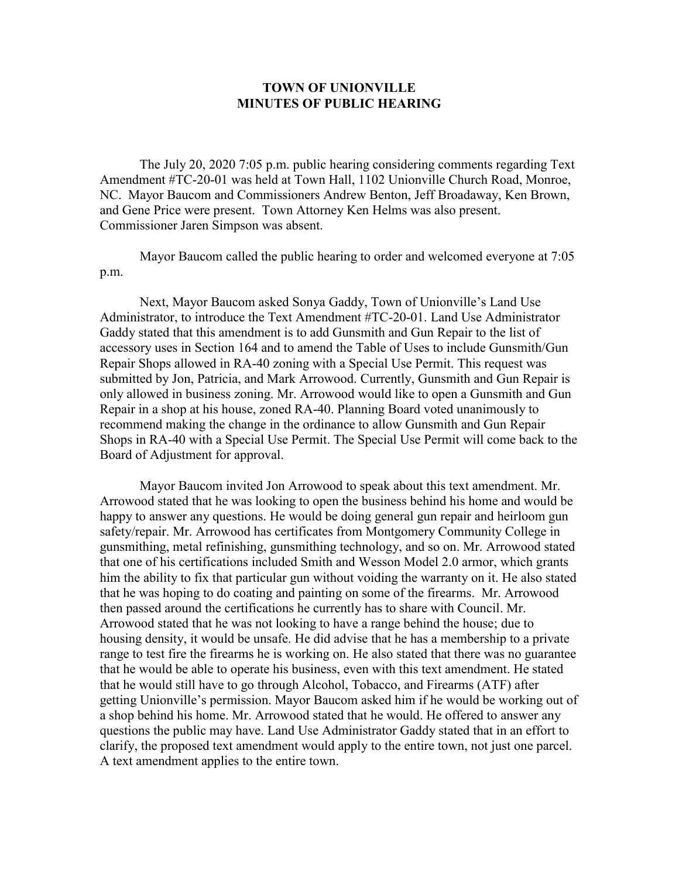# TOWN OF UNIONVILLE
# MINUTES OF PUBLIC HEARING

The July 20, 2020 7:05 p.m. public hearing considering comments regarding Text Amendment #TC-20-01 was held at Town Hall, 1102 Unionville Church Road, Monroe, NC. Mayor Baucom and Commissioners Andrew Benton, Jeff Broadaway, Ken Brown, and Gene Price were present. Town Attorney Ken Helms was also present. Commissioner Jaren Simpson was absent.

Mayor Baucom called the public hearing to order and welcomed everyone at 7:05 p.m.

Next, Mayor Baucom asked Sonya Gaddy, Town of Unionville's Land Use Administrator, to introduce the Text Amendment #TC-20-01. Land Use Administrator Gaddy stated that this amendment is to add Gunsmith and Gun Repair to the list of accessory uses in Section 164 and to amend the Table of Uses to include Gunsmith/Gun Repair Shops allowed in RA-40 zoning with a Special Use Permit. This request was submitted by Jon, Patricia, and Mark Arrowood. Currently, Gunsmith and Gun Repair is only allowed in business zoning. Mr. Arrowood would like to open a Gunsmith and Gun Repair in a shop at his house, zoned RA-40. Planning Board voted unanimously to recommend making the change in the ordinance to allow Gunsmith and Gun Repair Shops in RA-40 with a Special Use Permit. The Special Use Permit will come back to the Board of Adjustment for approval.

Mayor Baucom invited Jon Arrowood to speak about this text amendment. Mr. Arrowood stated that he was looking to open the business behind his home and would be happy to answer any questions. He would be doing general gun repair and heirloom gun safety/repair. Mr. Arrowood has certificates from Montgomery Community College in gunsmithing, metal refinishing, gunsmithing technology, and so on. Mr. Arrowood stated that one of his certifications included Smith and Wesson Model 2.0 armor, which grants him the ability to fix that particular gun without voiding the warranty on it. He also stated that he was hoping to do coating and painting on some of the firearms. Mr. Arrowood then passed around the certifications he currently has to share with Council. Mr. Arrowood stated that he was not looking to have a range behind the house; due to housing density, it would be unsafe. He did advise that he has a membership to a private range to test fire the firearms he is working on. He also stated that there was no guarantee that he would be able to operate his business, even with this text amendment. He stated that he would still have to go through Alcohol, Tobacco, and Firearms (ATF) after getting Unionville's permission. Mayor Baucom asked him if he would be working out of a shop behind his home. Mr. Arrowood stated that he would. He offered to answer any questions the public may have. Land Use Administrator Gaddy stated that in an effort to clarify, the proposed text amendment would apply to the entire town, not just one parcel. A text amendment applies to the entire town.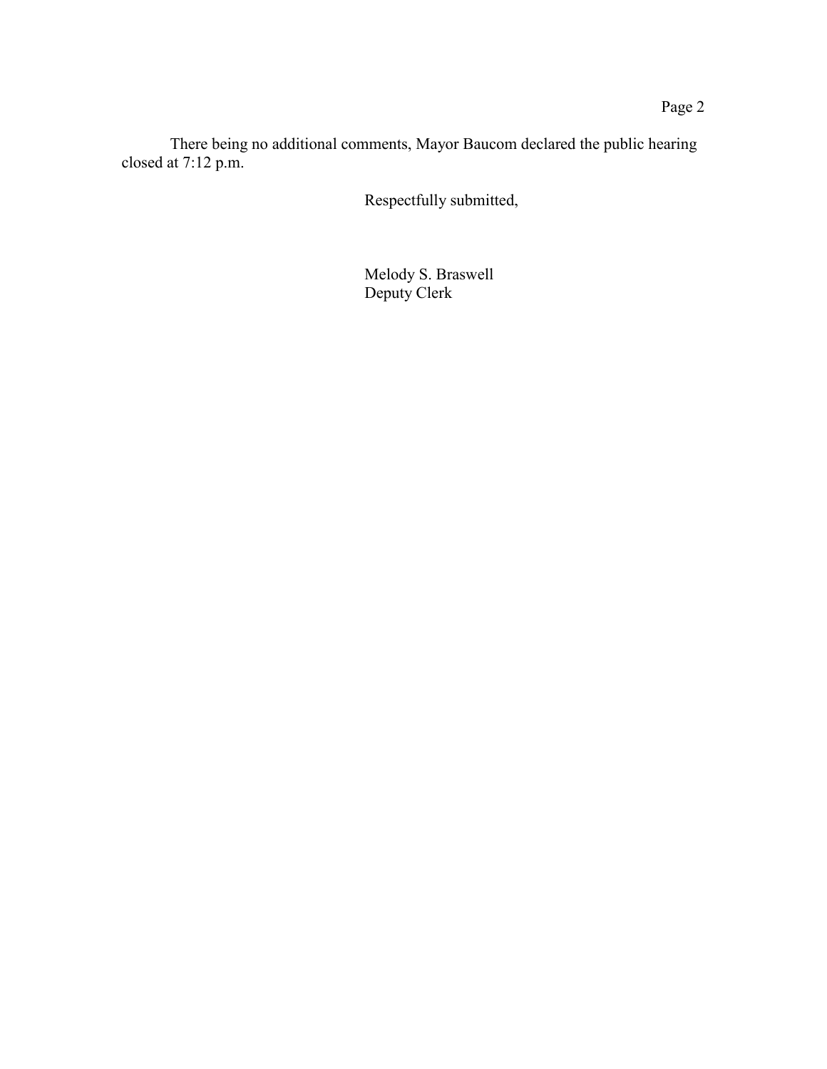There being no additional comments, Mayor Baucom declared the public hearing closed at 7:12 p.m.

Respectfully submitted,

Melody S. Braswell
Deputy Clerk